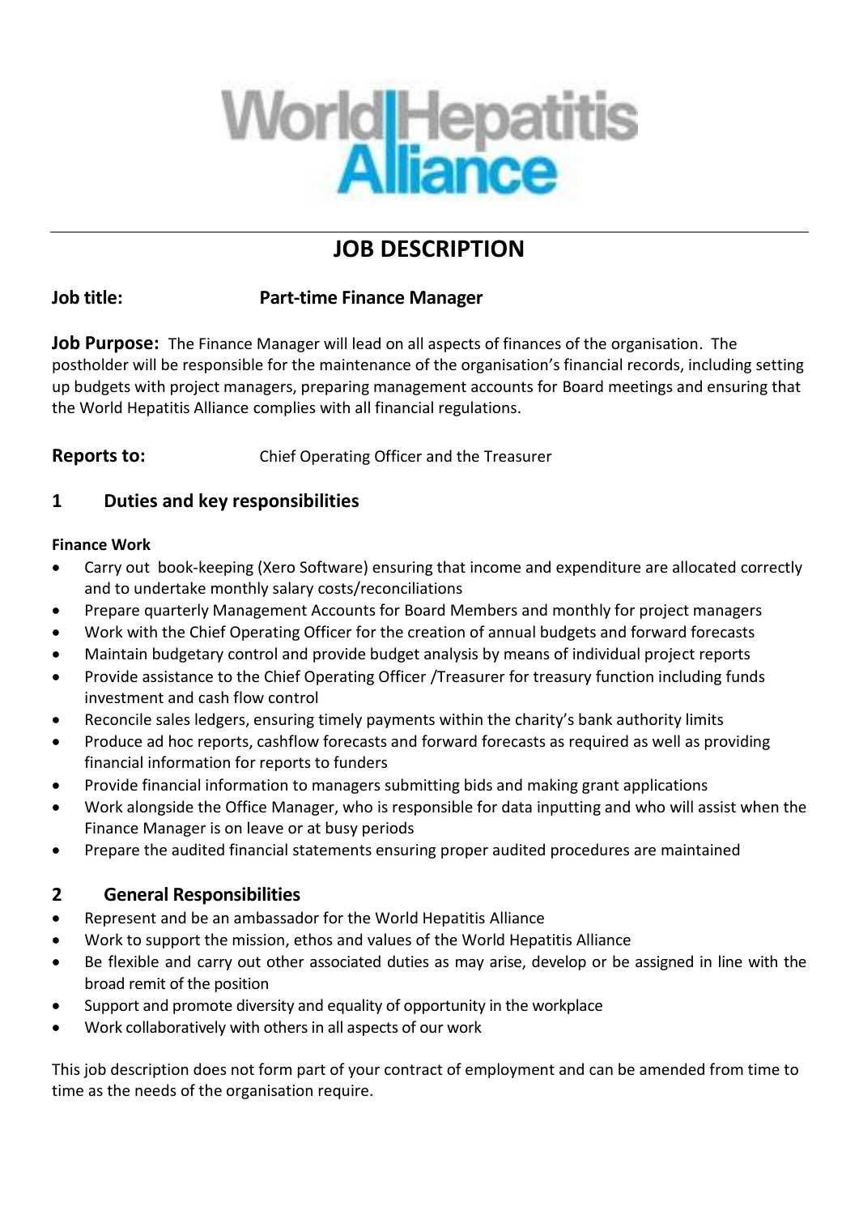World Hepatitis Alliance

# JOB DESCRIPTION

**Job title:** **Part-time Finance Manager**

**Job Purpose:** The Finance Manager will lead on all aspects of finances of the organisation. The postholder will be responsible for the maintenance of the organisation's financial records, including setting up budgets with project managers, preparing management accounts for Board meetings and ensuring that the World Hepatitis Alliance complies with all financial regulations.

**Reports to:** Chief Operating Officer and the Treasurer

## 1 Duties and key responsibilities

**Finance Work**

- Carry out book-keeping (Xero Software) ensuring that income and expenditure are allocated correctly and to undertake monthly salary costs/reconciliations
- Prepare quarterly Management Accounts for Board Members and monthly for project managers
- Work with the Chief Operating Officer for the creation of annual budgets and forward forecasts
- Maintain budgetary control and provide budget analysis by means of individual project reports
- Provide assistance to the Chief Operating Officer /Treasurer for treasury function including funds investment and cash flow control
- Reconcile sales ledgers, ensuring timely payments within the charity's bank authority limits
- Produce ad hoc reports, cashflow forecasts and forward forecasts as required as well as providing financial information for reports to funders
- Provide financial information to managers submitting bids and making grant applications
- Work alongside the Office Manager, who is responsible for data inputting and who will assist when the Finance Manager is on leave or at busy periods
- Prepare the audited financial statements ensuring proper audited procedures are maintained

## 2 General Responsibilities

- Represent and be an ambassador for the World Hepatitis Alliance
- Work to support the mission, ethos and values of the World Hepatitis Alliance
- Be flexible and carry out other associated duties as may arise, develop or be assigned in line with the broad remit of the position
- Support and promote diversity and equality of opportunity in the workplace
- Work collaboratively with others in all aspects of our work

This job description does not form part of your contract of employment and can be amended from time to time as the needs of the organisation require.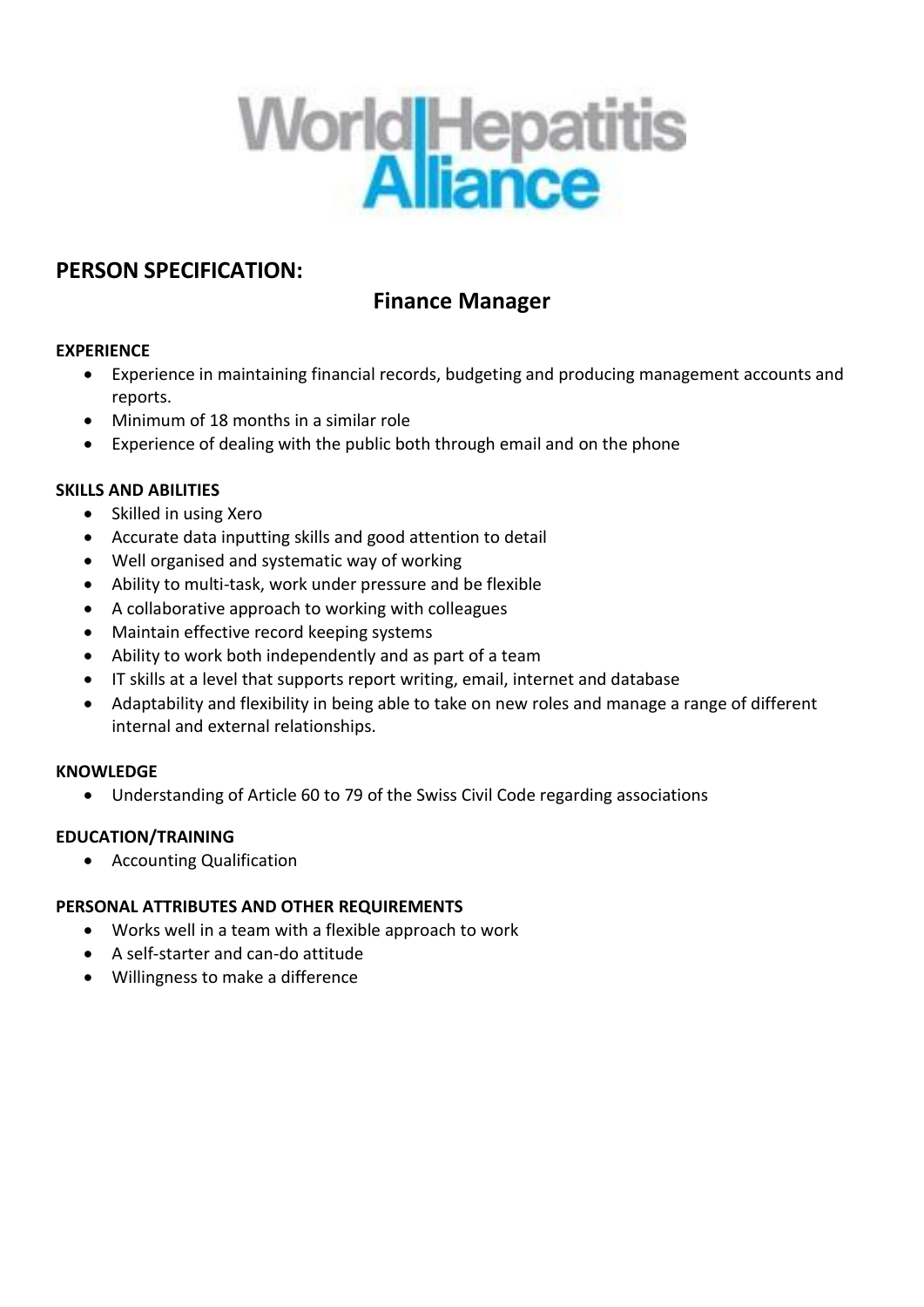# World Hepatitis Alliance

## PERSON SPECIFICATION:

## Finance Manager

**EXPERIENCE**

- Experience in maintaining financial records, budgeting and producing management accounts and reports.
- Minimum of 18 months in a similar role
- Experience of dealing with the public both through email and on the phone

**SKILLS AND ABILITIES**

- Skilled in using Xero
- Accurate data inputting skills and good attention to detail
- Well organised and systematic way of working
- Ability to multi-task, work under pressure and be flexible
- A collaborative approach to working with colleagues
- Maintain effective record keeping systems
- Ability to work both independently and as part of a team
- IT skills at a level that supports report writing, email, internet and database
- Adaptability and flexibility in being able to take on new roles and manage a range of different internal and external relationships.

**KNOWLEDGE**

- Understanding of Article 60 to 79 of the Swiss Civil Code regarding associations

**EDUCATION/TRAINING**

- Accounting Qualification

**PERSONAL ATTRIBUTES AND OTHER REQUIREMENTS**

- Works well in a team with a flexible approach to work
- A self-starter and can-do attitude
- Willingness to make a difference